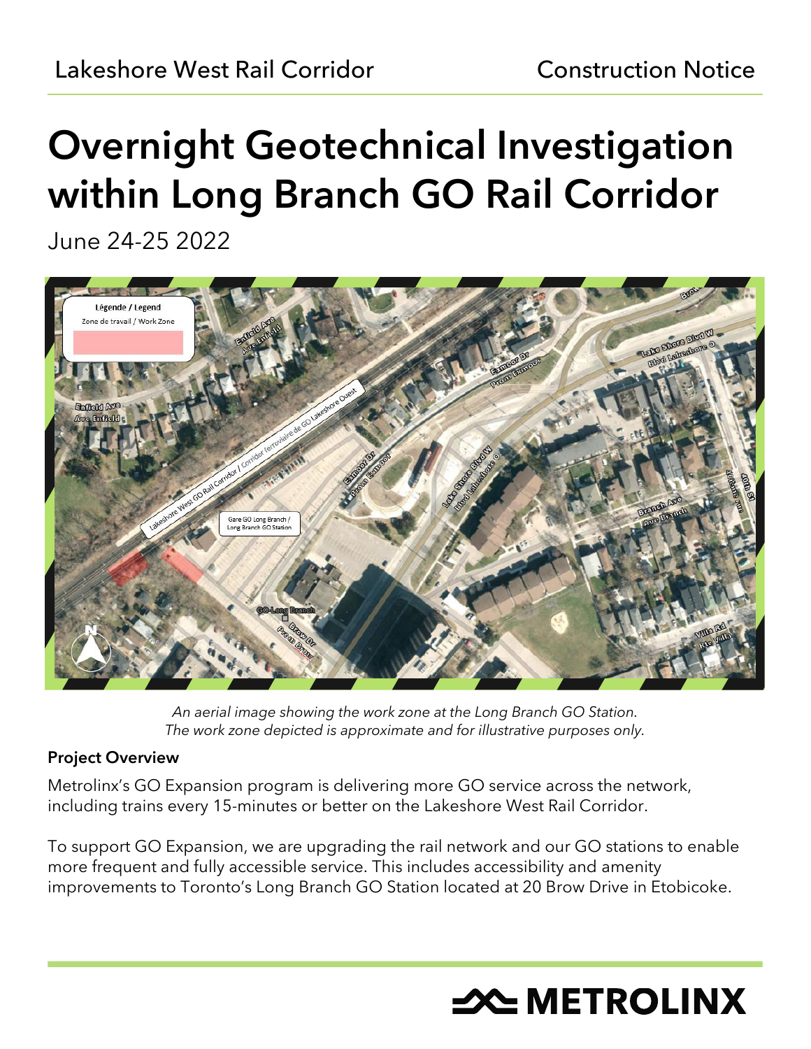Lakeshore West Rail Corridor — Construction Notice

# Overnight Geotechnical Investigation within Long Branch GO Rail Corridor

June 24-25 2022

*An aerial image showing the work zone at the Long Branch GO Station.*
*The work zone depicted is approximate and for illustrative purposes only.*

### Project Overview

Metrolinx's GO Expansion program is delivering more GO service across the network, including trains every 15-minutes or better on the Lakeshore West Rail Corridor.

To support GO Expansion, we are upgrading the rail network and our GO stations to enable more frequent and fully accessible service. This includes accessibility and amenity improvements to Toronto's Long Branch GO Station located at 20 Brow Drive in Etobicoke.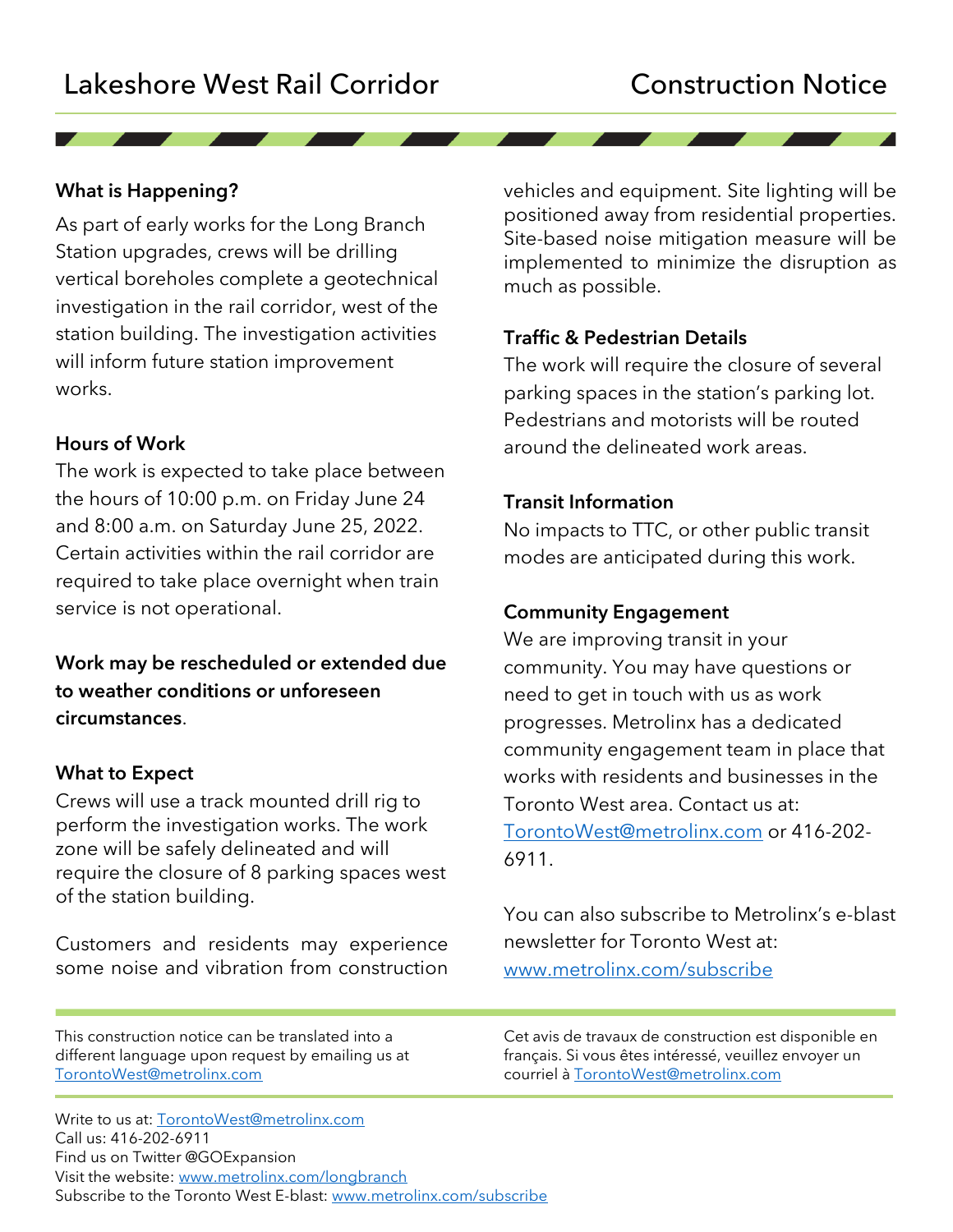Lakeshore West Rail Corridor

# Construction Notice

### What is Happening?

As part of early works for the Long Branch Station upgrades, crews will be drilling vertical boreholes complete a geotechnical investigation in the rail corridor, west of the station building. The investigation activities will inform future station improvement works.

### Hours of Work

The work is expected to take place between the hours of 10:00 p.m. on Friday June 24 and 8:00 a.m. on Saturday June 25, 2022. Certain activities within the rail corridor are required to take place overnight when train service is not operational.

**Work may be rescheduled or extended due to weather conditions or unforeseen circumstances**.

### What to Expect

Crews will use a track mounted drill rig to perform the investigation works. The work zone will be safely delineated and will require the closure of 8 parking spaces west of the station building.

Customers and residents may experience some noise and vibration from construction vehicles and equipment. Site lighting will be positioned away from residential properties. Site-based noise mitigation measure will be implemented to minimize the disruption as much as possible.

### Traffic & Pedestrian Details

The work will require the closure of several parking spaces in the station's parking lot. Pedestrians and motorists will be routed around the delineated work areas.

### Transit Information

No impacts to TTC, or other public transit modes are anticipated during this work.

### Community Engagement

We are improving transit in your community. You may have questions or need to get in touch with us as work progresses. Metrolinx has a dedicated community engagement team in place that works with residents and businesses in the Toronto West area. Contact us at: TorontoWest@metrolinx.com or 416-202-6911.

You can also subscribe to Metrolinx's e-blast newsletter for Toronto West at: www.metrolinx.com/subscribe

This construction notice can be translated into a different language upon request by emailing us at TorontoWest@metrolinx.com

Cet avis de travaux de construction est disponible en français. Si vous êtes intéressé, veuillez envoyer un courriel à TorontoWest@metrolinx.com

Write to us at: TorontoWest@metrolinx.com
Call us: 416-202-6911
Find us on Twitter @GOExpansion
Visit the website: www.metrolinx.com/longbranch
Subscribe to the Toronto West E-blast: www.metrolinx.com/subscribe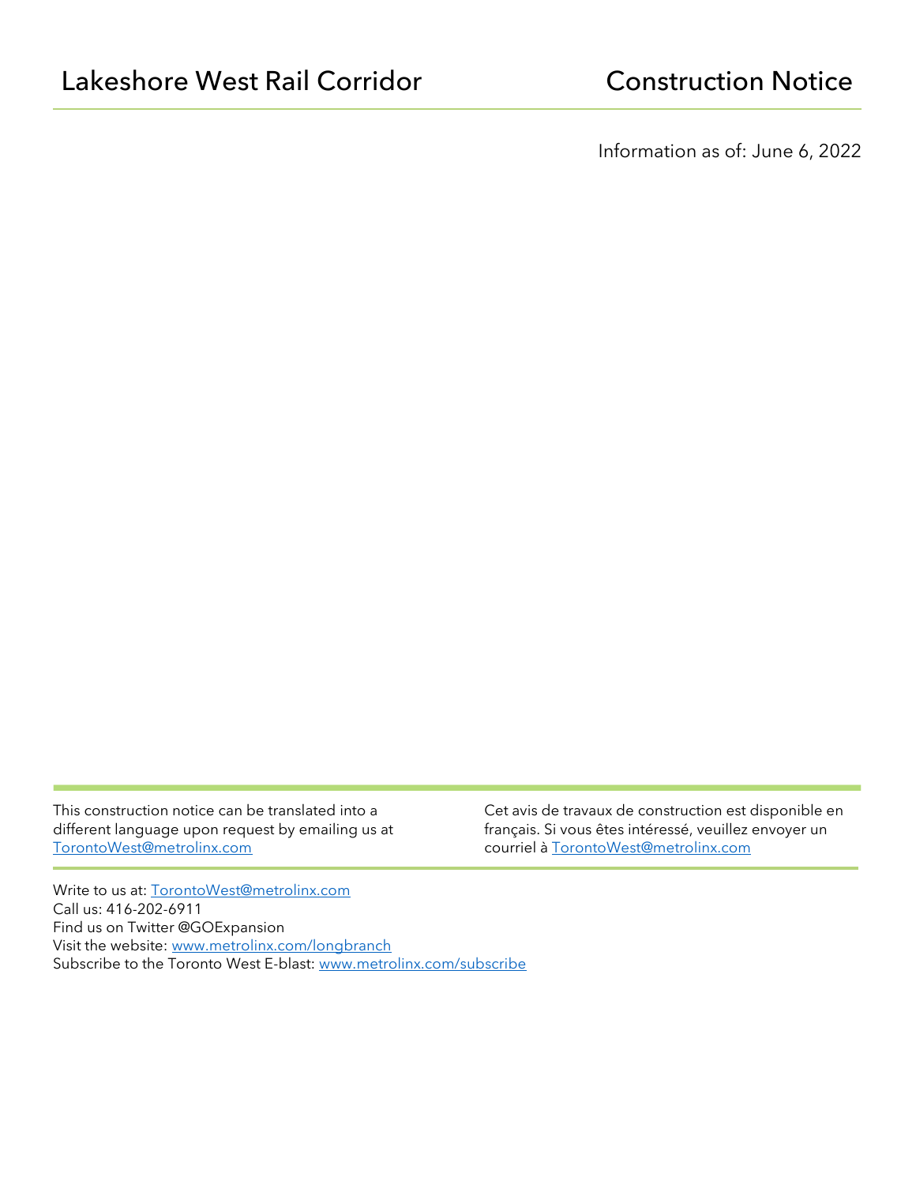Information as of: June 6, 2022

This construction notice can be translated into a different language upon request by emailing us at [TorontoWest@metrolinx.com](mailto:TorontoWest@metrolinx.com)

Cet avis de travaux de construction est disponible en français. Si vous êtes intéressé, veuillez envoyer un courriel à [TorontoWest@metrolinx.com](mailto:TorontoWest@metrolinx.com)

Write to us at: [TorontoWest@metrolinx.com](mailto:TorontoWest@metrolinx.com)
Call us: 416-202-6911
Find us on Twitter @GOExpansion
Visit the website: [www.metrolinx.com/longbranch](http://www.metrolinx.com/longbranch)
Subscribe to the Toronto West E-blast: [www.metrolinx.com/subscribe](http://www.metrolinx.com/subscribe)